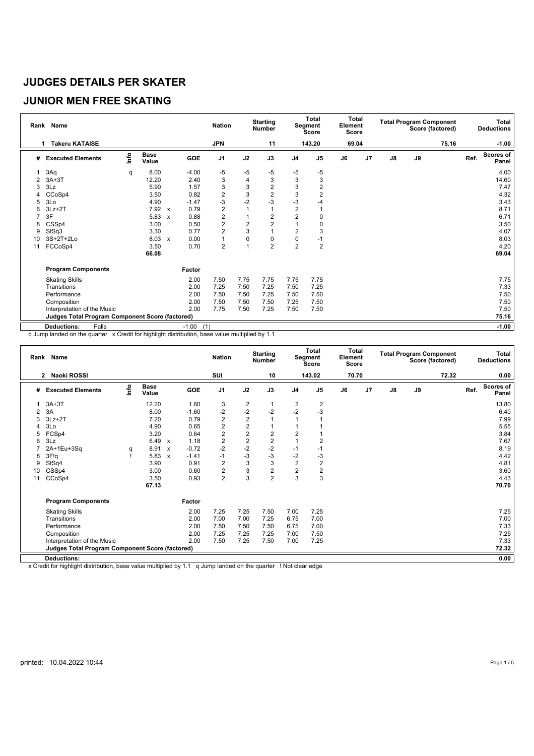# JUDGES DETAILS PER SKATER

## JUNIOR MEN FREE SKATING

| Rank | Name | Nation | Starting Number | Total Segment Score | Total Element Score | Total Program Component Score (factored) | Total Deductions |
|---|---|---|---|---|---|---|---|
| 1 | Takeru KATAISE | JPN | 11 | 143.20 | 69.04 | 75.16 | -1.00 |

| # | Executed Elements | Info | Base Value | | GOE | J1 | J2 | J3 | J4 | J5 | J6 | J7 | J8 | J9 | Ref. | Scores of Panel |
|---|---|---|---|---|---|---|---|---|---|---|---|---|---|---|---|---|
| 1 | 3Aq | q | 8.00 | | -4.00 | -5 | -5 | -5 | -5 | -5 | | | | | | 4.00 |
| 2 | 3A+3T | | 12.20 | | 2.40 | 3 | 4 | 3 | 3 | 3 | | | | | | 14.60 |
| 3 | 3Lz | | 5.90 | | 1.57 | 3 | 3 | 2 | 3 | 2 | | | | | | 7.47 |
| 4 | CCoSp4 | | 3.50 | | 0.82 | 2 | 3 | 2 | 3 | 2 | | | | | | 4.32 |
| 5 | 3Lo | | 4.90 | | -1.47 | -3 | -2 | -3 | -3 | -4 | | | | | | 3.43 |
| 6 | 3Lz+2T | | 7.92 | x | 0.79 | 2 | 1 | 1 | 2 | 1 | | | | | | 8.71 |
| 7 | 3F | | 5.83 | x | 0.88 | 2 | 1 | 2 | 2 | 0 | | | | | | 6.71 |
| 8 | CSSp4 | | 3.00 | | 0.50 | 2 | 2 | 2 | 1 | 0 | | | | | | 3.50 |
| 9 | StSq3 | | 3.30 | | 0.77 | 2 | 3 | 1 | 2 | 3 | | | | | | 4.07 |
| 10 | 3S+2T+2Lo | | 8.03 | x | 0.00 | 1 | 0 | 0 | 0 | -1 | | | | | | 8.03 |
| 11 | FCCoSp4 | | 3.50 | | 0.70 | 2 | 1 | 2 | 2 | 2 | | | | | | 4.20 |
| | | | 66.08 | | | | | | | | | | | | | 69.04 |
| | **Program Components** | | | | Factor | | | | | | | | | | | |
| | Skating Skills | | | | 2.00 | 7.50 | 7.75 | 7.75 | 7.75 | 7.75 | | | | | | 7.75 |
| | Transitions | | | | 2.00 | 7.25 | 7.50 | 7.25 | 7.50 | 7.25 | | | | | | 7.33 |
| | Performance | | | | 2.00 | 7.50 | 7.50 | 7.25 | 7.50 | 7.50 | | | | | | 7.50 |
| | Composition | | | | 2.00 | 7.50 | 7.50 | 7.50 | 7.25 | 7.50 | | | | | | 7.50 |
| | Interpretation of the Music | | | | 2.00 | 7.75 | 7.50 | 7.25 | 7.50 | 7.50 | | | | | | 7.50 |
| | **Judges Total Program Component Score (factored)** | | | | | | | | | | | | | | | 75.16 |
| | **Deductions:** Falls | | | | -1.00 (1) | | | | | | | | | | | -1.00 |

q Jump landed on the quarter x Credit for highlight distribution, base value multiplied by 1.1

| Rank | Name | Nation | Starting Number | Total Segment Score | Total Element Score | Total Program Component Score (factored) | Total Deductions |
|---|---|---|---|---|---|---|---|
| 2 | Naoki ROSSI | SUI | 10 | 143.02 | 70.70 | 72.32 | 0.00 |

| # | Executed Elements | Info | Base Value | | GOE | J1 | J2 | J3 | J4 | J5 | J6 | J7 | J8 | J9 | Ref. | Scores of Panel |
|---|---|---|---|---|---|---|---|---|---|---|---|---|---|---|---|---|
| 1 | 3A+3T | | 12.20 | | 1.60 | 3 | 2 | 1 | 2 | 2 | | | | | | 13.80 |
| 2 | 3A | | 8.00 | | -1.60 | -2 | -2 | -2 | -2 | -3 | | | | | | 6.40 |
| 3 | 3Lz+2T | | 7.20 | | 0.79 | 2 | 2 | 1 | 1 | 1 | | | | | | 7.99 |
| 4 | 3Lo | | 4.90 | | 0.65 | 2 | 2 | 1 | 1 | 1 | | | | | | 5.55 |
| 5 | FCSp4 | | 3.20 | | 0.64 | 2 | 2 | 2 | 2 | 1 | | | | | | 3.84 |
| 6 | 3Lz | | 6.49 | x | 1.18 | 2 | 2 | 2 | 1 | 2 | | | | | | 7.67 |
| 7 | 2A+1Eu+3Sq | q | 8.91 | x | -0.72 | -2 | -2 | -2 | -1 | -1 | | | | | | 8.19 |
| 8 | 3F!q | ! | 5.83 | x | -1.41 | -1 | -3 | -3 | -2 | -3 | | | | | | 4.42 |
| 9 | StSq4 | | 3.90 | | 0.91 | 2 | 3 | 3 | 2 | 2 | | | | | | 4.81 |
| 10 | CSSp4 | | 3.00 | | 0.60 | 2 | 3 | 2 | 2 | 2 | | | | | | 3.60 |
| 11 | CCoSp4 | | 3.50 | | 0.93 | 2 | 3 | 2 | 3 | 3 | | | | | | 4.43 |
| | | | 67.13 | | | | | | | | | | | | | 70.70 |
| | **Program Components** | | | | Factor | | | | | | | | | | | |
| | Skating Skills | | | | 2.00 | 7.25 | 7.25 | 7.50 | 7.00 | 7.25 | | | | | | 7.25 |
| | Transitions | | | | 2.00 | 7.00 | 7.00 | 7.25 | 6.75 | 7.00 | | | | | | 7.00 |
| | Performance | | | | 2.00 | 7.50 | 7.50 | 7.50 | 6.75 | 7.00 | | | | | | 7.33 |
| | Composition | | | | 2.00 | 7.25 | 7.25 | 7.25 | 7.00 | 7.50 | | | | | | 7.25 |
| | Interpretation of the Music | | | | 2.00 | 7.50 | 7.25 | 7.50 | 7.00 | 7.25 | | | | | | 7.33 |
| | **Judges Total Program Component Score (factored)** | | | | | | | | | | | | | | | 72.32 |
| | **Deductions:** | | | | | | | | | | | | | | | 0.00 |

x Credit for highlight distribution, base value multiplied by 1.1 q Jump landed on the quarter ! Not clear edge

printed: 10.04.2022 10:44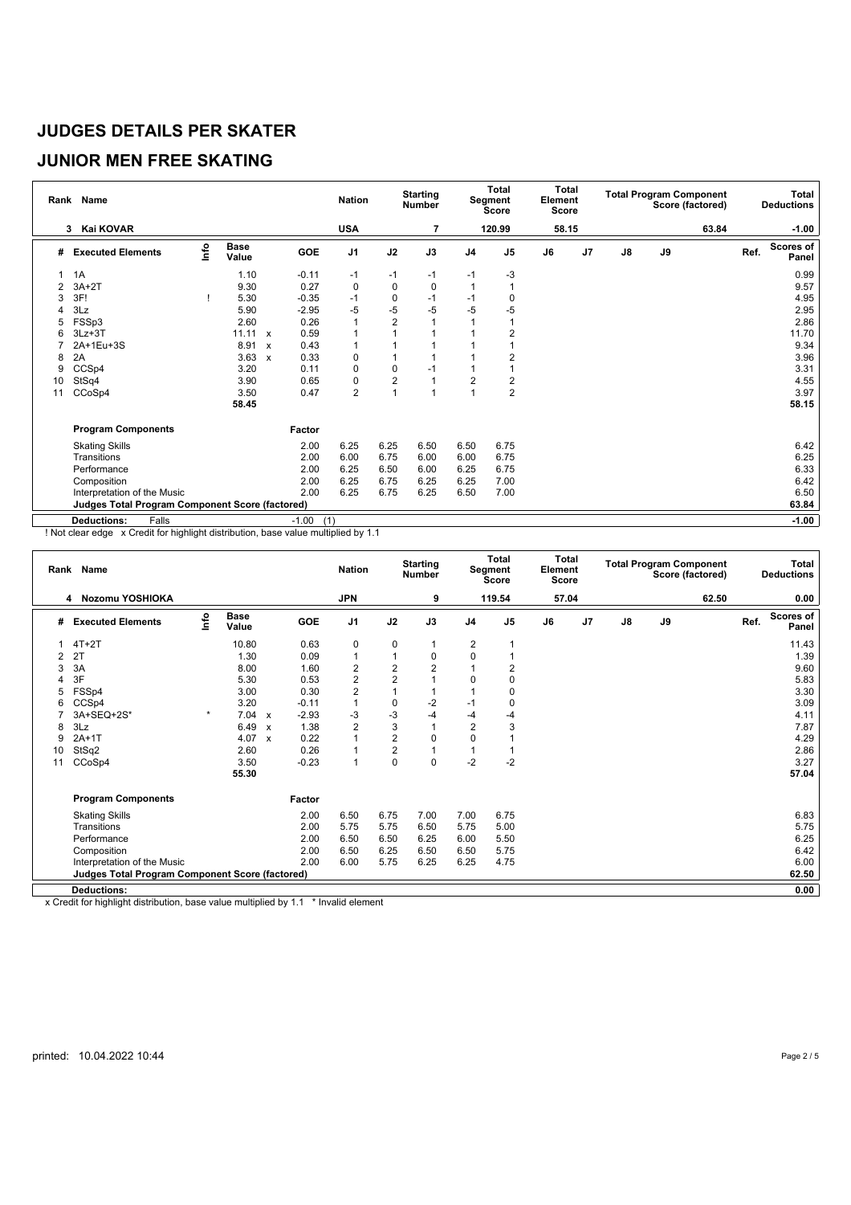# JUDGES DETAILS PER SKATER

## JUNIOR MEN FREE SKATING

| Rank | Name | Nation | Starting Number | Total Segment Score | Total Element Score | Total Program Component Score (factored) | Total Deductions |
|---|---|---|---|---|---|---|---|
| 3 | Kai KOVAR | USA | 7 | 120.99 | 58.15 | 63.84 | -1.00 |

| # | Executed Elements | Info | Base Value | | GOE | J1 | J2 | J3 | J4 | J5 | J6 | J7 | J8 | J9 | Ref. | Scores of Panel |
|---|---|---|---|---|---|---|---|---|---|---|---|---|---|---|---|---|
| 1 | 1A | | 1.10 | | -0.11 | -1 | -1 | -1 | -1 | -3 | | | | | | 0.99 |
| 2 | 3A+2T | | 9.30 | | 0.27 | 0 | 0 | 0 | 1 | 1 | | | | | | 9.57 |
| 3 | 3F! | ! | 5.30 | | -0.35 | -1 | 0 | -1 | -1 | 0 | | | | | | 4.95 |
| 4 | 3Lz | | 5.90 | | -2.95 | -5 | -5 | -5 | -5 | -5 | | | | | | 2.95 |
| 5 | FSSp3 | | 2.60 | | 0.26 | 1 | 2 | 1 | 1 | 1 | | | | | | 2.86 |
| 6 | 3Lz+3T | | 11.11 | x | 0.59 | 1 | 1 | 1 | 1 | 2 | | | | | | 11.70 |
| 7 | 2A+1Eu+3S | | 8.91 | x | 0.43 | 1 | 1 | 1 | 1 | 1 | | | | | | 9.34 |
| 8 | 2A | | 3.63 | x | 0.33 | 0 | 1 | 1 | 1 | 2 | | | | | | 3.96 |
| 9 | CCSp4 | | 3.20 | | 0.11 | 0 | 0 | -1 | 1 | 1 | | | | | | 3.31 |
| 10 | StSq4 | | 3.90 | | 0.65 | 0 | 2 | 1 | 2 | 2 | | | | | | 4.55 |
| 11 | CCoSp4 | | 3.50 | | 0.47 | 2 | 1 | 1 | 1 | 2 | | | | | | 3.97 |
| | | | 58.45 | | | | | | | | | | | | | 58.15 |

| Program Components | Factor | J1 | J2 | J3 | J4 | J5 | J6 | J7 | J8 | J9 | | Scores of Panel |
|---|---|---|---|---|---|---|---|---|---|---|---|---|
| Skating Skills | 2.00 | 6.25 | 6.25 | 6.50 | 6.50 | 6.75 | | | | | | 6.42 |
| Transitions | 2.00 | 6.00 | 6.75 | 6.00 | 6.00 | 6.75 | | | | | | 6.25 |
| Performance | 2.00 | 6.25 | 6.50 | 6.00 | 6.25 | 6.75 | | | | | | 6.33 |
| Composition | 2.00 | 6.25 | 6.75 | 6.25 | 6.25 | 7.00 | | | | | | 6.42 |
| Interpretation of the Music | 2.00 | 6.25 | 6.75 | 6.25 | 6.50 | 7.00 | | | | | | 6.50 |
| **Judges Total Program Component Score (factored)** | | | | | | | | | | | | 63.84 |
| **Deductions:** Falls | -1.00 (1) | | | | | | | | | | | -1.00 |

! Not clear edge x Credit for highlight distribution, base value multiplied by 1.1

| Rank | Name | Nation | Starting Number | Total Segment Score | Total Element Score | Total Program Component Score (factored) | Total Deductions |
|---|---|---|---|---|---|---|---|
| 4 | Nozomu YOSHIOKA | JPN | 9 | 119.54 | 57.04 | 62.50 | 0.00 |

| # | Executed Elements | Info | Base Value | | GOE | J1 | J2 | J3 | J4 | J5 | J6 | J7 | J8 | J9 | Ref. | Scores of Panel |
|---|---|---|---|---|---|---|---|---|---|---|---|---|---|---|---|---|
| 1 | 4T+2T | | 10.80 | | 0.63 | 0 | 0 | 1 | 2 | 1 | | | | | | 11.43 |
| 2 | 2T | | 1.30 | | 0.09 | 1 | 1 | 0 | 0 | 1 | | | | | | 1.39 |
| 3 | 3A | | 8.00 | | 1.60 | 2 | 2 | 2 | 1 | 2 | | | | | | 9.60 |
| 4 | 3F | | 5.30 | | 0.53 | 2 | 2 | 1 | 0 | 0 | | | | | | 5.83 |
| 5 | FSSp4 | | 3.00 | | 0.30 | 2 | 1 | 1 | 1 | 0 | | | | | | 3.30 |
| 6 | CCSp4 | | 3.20 | | -0.11 | 1 | 0 | -2 | -1 | 0 | | | | | | 3.09 |
| 7 | 3A+SEQ+2S* | * | 7.04 | x | -2.93 | -3 | -3 | -4 | -4 | -4 | | | | | | 4.11 |
| 8 | 3Lz | | 6.49 | x | 1.38 | 2 | 3 | 1 | 2 | 3 | | | | | | 7.87 |
| 9 | 2A+1T | | 4.07 | x | 0.22 | 1 | 2 | 0 | 0 | 1 | | | | | | 4.29 |
| 10 | StSq2 | | 2.60 | | 0.26 | 1 | 2 | 1 | 1 | 1 | | | | | | 2.86 |
| 11 | CCoSp4 | | 3.50 | | -0.23 | 1 | 0 | 0 | -2 | -2 | | | | | | 3.27 |
| | | | 55.30 | | | | | | | | | | | | | 57.04 |

| Program Components | Factor | J1 | J2 | J3 | J4 | J5 | J6 | J7 | J8 | J9 | | Scores of Panel |
|---|---|---|---|---|---|---|---|---|---|---|---|---|
| Skating Skills | 2.00 | 6.50 | 6.75 | 7.00 | 7.00 | 6.75 | | | | | | 6.83 |
| Transitions | 2.00 | 5.75 | 5.75 | 6.50 | 5.75 | 5.00 | | | | | | 5.75 |
| Performance | 2.00 | 6.50 | 6.50 | 6.25 | 6.00 | 5.50 | | | | | | 6.25 |
| Composition | 2.00 | 6.50 | 6.25 | 6.50 | 6.50 | 5.75 | | | | | | 6.42 |
| Interpretation of the Music | 2.00 | 6.00 | 5.75 | 6.25 | 6.25 | 4.75 | | | | | | 6.00 |
| **Judges Total Program Component Score (factored)** | | | | | | | | | | | | 62.50 |
| **Deductions:** | | | | | | | | | | | | 0.00 |

x Credit for highlight distribution, base value multiplied by 1.1 * Invalid element

printed: 10.04.2022 10:44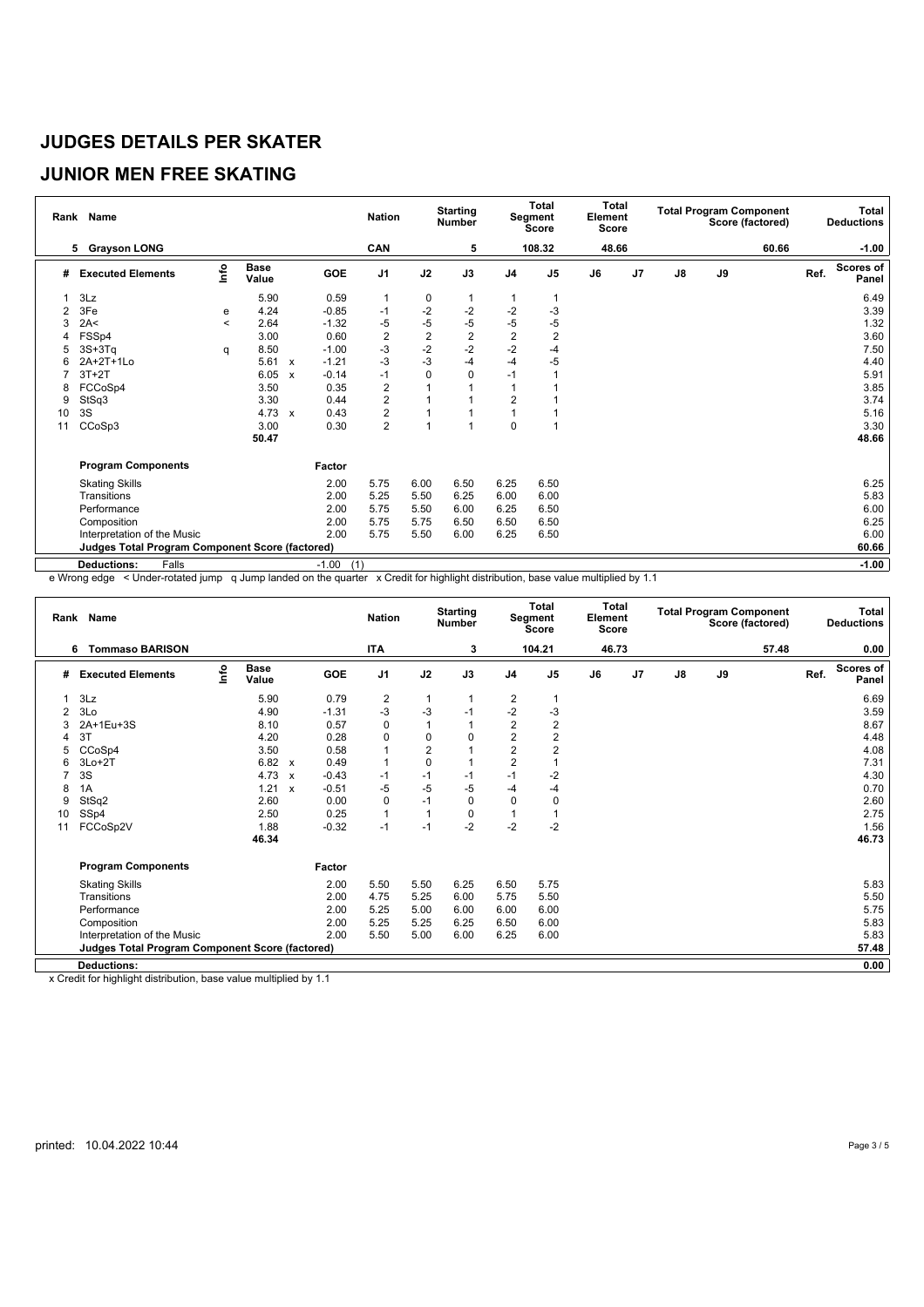# JUDGES DETAILS PER SKATER

## JUNIOR MEN FREE SKATING

| Rank | Name | Nation | Starting Number | Total Segment Score | Total Element Score | Total Program Component Score (factored) | Total Deductions |
|---|---|---|---|---|---|---|---|
| 5 | Grayson LONG | CAN | 5 | 108.32 | 48.66 | 60.66 | -1.00 |

| # | Executed Elements | Info | Base Value | | GOE | J1 | J2 | J3 | J4 | J5 | J6 | J7 | J8 | J9 | Ref. | Scores of Panel |
|---|---|---|---|---|---|---|---|---|---|---|---|---|---|---|---|---|
| 1 | 3Lz | | 5.90 | | 0.59 | 1 | 0 | 1 | 1 | 1 | | | | | | 6.49 |
| 2 | 3Fe | e | 4.24 | | -0.85 | -1 | -2 | -2 | -2 | -3 | | | | | | 3.39 |
| 3 | 2A< | < | 2.64 | | -1.32 | -5 | -5 | -5 | -5 | -5 | | | | | | 1.32 |
| 4 | FSSp4 | | 3.00 | | 0.60 | 2 | 2 | 2 | 2 | 2 | | | | | | 3.60 |
| 5 | 3S+3Tq | q | 8.50 | | -1.00 | -3 | -2 | -2 | -2 | -4 | | | | | | 7.50 |
| 6 | 2A+2T+1Lo | | 5.61 | x | -1.21 | -3 | -3 | -4 | -4 | -5 | | | | | | 4.40 |
| 7 | 3T+2T | | 6.05 | x | -0.14 | -1 | 0 | 0 | -1 | 1 | | | | | | 5.91 |
| 8 | FCCoSp4 | | 3.50 | | 0.35 | 2 | 1 | 1 | 1 | 1 | | | | | | 3.85 |
| 9 | StSq3 | | 3.30 | | 0.44 | 2 | 1 | 1 | 2 | 1 | | | | | | 3.74 |
| 10 | 3S | | 4.73 | x | 0.43 | 2 | 1 | 1 | 1 | 1 | | | | | | 5.16 |
| 11 | CCoSp3 | | 3.00 | | 0.30 | 2 | 1 | 1 | 0 | 1 | | | | | | 3.30 |
| | | | 50.47 | | | | | | | | | | | | | 48.66 |
| | **Program Components** | | | | Factor | | | | | | | | | | | |
| | Skating Skills | | | | 2.00 | 5.75 | 6.00 | 6.50 | 6.25 | 6.50 | | | | | | 6.25 |
| | Transitions | | | | 2.00 | 5.25 | 5.50 | 6.25 | 6.00 | 6.00 | | | | | | 5.83 |
| | Performance | | | | 2.00 | 5.75 | 5.50 | 6.00 | 6.25 | 6.50 | | | | | | 6.00 |
| | Composition | | | | 2.00 | 5.75 | 5.75 | 6.50 | 6.50 | 6.50 | | | | | | 6.25 |
| | Interpretation of the Music | | | | 2.00 | 5.75 | 5.50 | 6.00 | 6.25 | 6.50 | | | | | | 6.00 |
| | **Judges Total Program Component Score (factored)** | | | | | | | | | | | | | | | 60.66 |
| | **Deductions:** Falls | | | | -1.00 (1) | | | | | | | | | | | -1.00 |

e Wrong edge < Under-rotated jump q Jump landed on the quarter x Credit for highlight distribution, base value multiplied by 1.1

| Rank | Name | Nation | Starting Number | Total Segment Score | Total Element Score | Total Program Component Score (factored) | Total Deductions |
|---|---|---|---|---|---|---|---|
| 6 | Tommaso BARISON | ITA | 3 | 104.21 | 46.73 | 57.48 | 0.00 |

| # | Executed Elements | Info | Base Value | | GOE | J1 | J2 | J3 | J4 | J5 | J6 | J7 | J8 | J9 | Ref. | Scores of Panel |
|---|---|---|---|---|---|---|---|---|---|---|---|---|---|---|---|---|
| 1 | 3Lz | | 5.90 | | 0.79 | 2 | 1 | 1 | 2 | 1 | | | | | | 6.69 |
| 2 | 3Lo | | 4.90 | | -1.31 | -3 | -3 | -1 | -2 | -3 | | | | | | 3.59 |
| 3 | 2A+1Eu+3S | | 8.10 | | 0.57 | 0 | 1 | 1 | 2 | 2 | | | | | | 8.67 |
| 4 | 3T | | 4.20 | | 0.28 | 0 | 0 | 0 | 2 | 2 | | | | | | 4.48 |
| 5 | CCoSp4 | | 3.50 | | 0.58 | 1 | 2 | 1 | 2 | 2 | | | | | | 4.08 |
| 6 | 3Lo+2T | | 6.82 | x | 0.49 | 1 | 0 | 1 | 2 | 1 | | | | | | 7.31 |
| 7 | 3S | | 4.73 | x | -0.43 | -1 | -1 | -1 | -1 | -2 | | | | | | 4.30 |
| 8 | 1A | | 1.21 | x | -0.51 | -5 | -5 | -5 | -4 | -4 | | | | | | 0.70 |
| 9 | StSq2 | | 2.60 | | 0.00 | 0 | -1 | 0 | 0 | 0 | | | | | | 2.60 |
| 10 | SSp4 | | 2.50 | | 0.25 | 1 | 1 | 0 | 1 | 1 | | | | | | 2.75 |
| 11 | FCCoSp2V | | 1.88 | | -0.32 | -1 | -1 | -2 | -2 | -2 | | | | | | 1.56 |
| | | | 46.34 | | | | | | | | | | | | | 46.73 |
| | **Program Components** | | | | Factor | | | | | | | | | | | |
| | Skating Skills | | | | 2.00 | 5.50 | 5.50 | 6.25 | 6.50 | 5.75 | | | | | | 5.83 |
| | Transitions | | | | 2.00 | 4.75 | 5.25 | 6.00 | 5.75 | 5.50 | | | | | | 5.50 |
| | Performance | | | | 2.00 | 5.25 | 5.00 | 6.00 | 6.00 | 6.00 | | | | | | 5.75 |
| | Composition | | | | 2.00 | 5.25 | 5.25 | 6.25 | 6.50 | 6.00 | | | | | | 5.83 |
| | Interpretation of the Music | | | | 2.00 | 5.50 | 5.00 | 6.00 | 6.25 | 6.00 | | | | | | 5.83 |
| | **Judges Total Program Component Score (factored)** | | | | | | | | | | | | | | | 57.48 |
| | **Deductions:** | | | | | | | | | | | | | | | 0.00 |

x Credit for highlight distribution, base value multiplied by 1.1

printed: 10.04.2022 10:44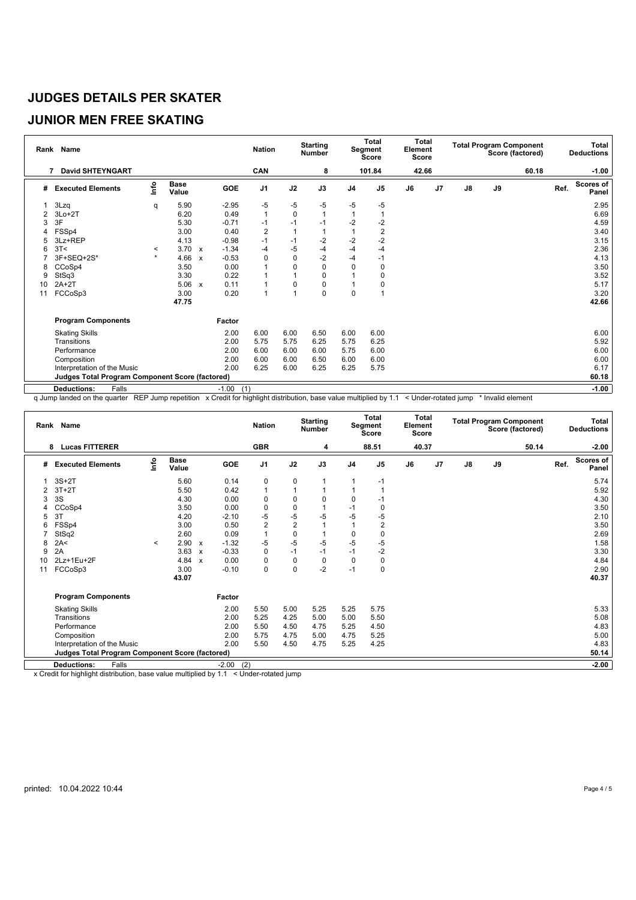# JUDGES DETAILS PER SKATER

## JUNIOR MEN FREE SKATING

| Rank | Name | Nation | Starting Number | Total Segment Score | Total Element Score | Total Program Component Score (factored) | Total Deductions |
|---|---|---|---|---|---|---|---|
| 7 | David SHTEYNGART | CAN | 8 | 101.84 | 42.66 | 60.18 | -1.00 |

| # | Executed Elements | Info | Base Value | | GOE | J1 | J2 | J3 | J4 | J5 | J6 | J7 | J8 | J9 | Ref. | Scores of Panel |
|---|---|---|---|---|---|---|---|---|---|---|---|---|---|---|---|---|
| 1 | 3Lzq | q | 5.90 | | -2.95 | -5 | -5 | -5 | -5 | -5 | | | | | | 2.95 |
| 2 | 3Lo+2T | | 6.20 | | 0.49 | 1 | 0 | 1 | 1 | 1 | | | | | | 6.69 |
| 3 | 3F | | 5.30 | | -0.71 | -1 | -1 | -1 | -2 | -2 | | | | | | 4.59 |
| 4 | FSSp4 | | 3.00 | | 0.40 | 2 | 1 | 1 | 1 | 2 | | | | | | 3.40 |
| 5 | 3Lz+REP | | 4.13 | | -0.98 | -1 | -1 | -2 | -2 | -2 | | | | | | 3.15 |
| 6 | 3T< | < | 3.70 | x | -1.34 | -4 | -5 | -4 | -4 | -4 | | | | | | 2.36 |
| 7 | 3F+SEQ+2S* | * | 4.66 | x | -0.53 | 0 | 0 | -2 | -4 | -1 | | | | | | 4.13 |
| 8 | CCoSp4 | | 3.50 | | 0.00 | 1 | 0 | 0 | 0 | 0 | | | | | | 3.50 |
| 9 | StSq3 | | 3.30 | | 0.22 | 1 | 1 | 0 | 1 | 0 | | | | | | 3.52 |
| 10 | 2A+2T | | 5.06 | x | 0.11 | 1 | 0 | 0 | 1 | 0 | | | | | | 5.17 |
| 11 | FCCoSp3 | | 3.00 | | 0.20 | 1 | 1 | 0 | 0 | 1 | | | | | | 3.20 |
| | | | 47.75 | | | | | | | | | | | | | 42.66 |

| Program Components | Factor | J1 | J2 | J3 | J4 | J5 | J6 | J7 | J8 | J9 | Ref. | Scores of Panel |
|---|---|---|---|---|---|---|---|---|---|---|---|---|
| Skating Skills | 2.00 | 6.00 | 6.00 | 6.50 | 6.00 | 6.00 | | | | | | 6.00 |
| Transitions | 2.00 | 5.75 | 5.75 | 6.25 | 5.75 | 6.25 | | | | | | 5.92 |
| Performance | 2.00 | 6.00 | 6.00 | 6.00 | 5.75 | 6.00 | | | | | | 6.00 |
| Composition | 2.00 | 6.00 | 6.00 | 6.50 | 6.00 | 6.00 | | | | | | 6.00 |
| Interpretation of the Music | 2.00 | 6.25 | 6.00 | 6.25 | 6.25 | 5.75 | | | | | | 6.17 |
| **Judges Total Program Component Score (factored)** | | | | | | | | | | | | 60.18 |
| **Deductions:** Falls | -1.00 (1) | | | | | | | | | | | -1.00 |

q Jump landed on the quarter REP Jump repetition x Credit for highlight distribution, base value multiplied by 1.1 < Under-rotated jump * Invalid element

| Rank | Name | Nation | Starting Number | Total Segment Score | Total Element Score | Total Program Component Score (factored) | Total Deductions |
|---|---|---|---|---|---|---|---|
| 8 | Lucas FITTERER | GBR | 4 | 88.51 | 40.37 | 50.14 | -2.00 |

| # | Executed Elements | Info | Base Value | | GOE | J1 | J2 | J3 | J4 | J5 | J6 | J7 | J8 | J9 | Ref. | Scores of Panel |
|---|---|---|---|---|---|---|---|---|---|---|---|---|---|---|---|---|
| 1 | 3S+2T | | 5.60 | | 0.14 | 0 | 0 | 1 | 1 | -1 | | | | | | 5.74 |
| 2 | 3T+2T | | 5.50 | | 0.42 | 1 | 1 | 1 | 1 | 1 | | | | | | 5.92 |
| 3 | 3S | | 4.30 | | 0.00 | 0 | 0 | 0 | 0 | -1 | | | | | | 4.30 |
| 4 | CCoSp4 | | 3.50 | | 0.00 | 0 | 0 | 1 | -1 | 0 | | | | | | 3.50 |
| 5 | 3T | | 4.20 | | -2.10 | -5 | -5 | -5 | -5 | -5 | | | | | | 2.10 |
| 6 | FSSp4 | | 3.00 | | 0.50 | 2 | 2 | 1 | 1 | 2 | | | | | | 3.50 |
| 7 | StSq2 | | 2.60 | | 0.09 | 1 | 0 | 1 | 0 | 0 | | | | | | 2.69 |
| 8 | 2A< | < | 2.90 | x | -1.32 | -5 | -5 | -5 | -5 | -5 | | | | | | 1.58 |
| 9 | 2A | | 3.63 | x | -0.33 | 0 | -1 | -1 | -1 | -2 | | | | | | 3.30 |
| 10 | 2Lz+1Eu+2F | | 4.84 | x | 0.00 | 0 | 0 | 0 | 0 | 0 | | | | | | 4.84 |
| 11 | FCCoSp3 | | 3.00 | | -0.10 | 0 | 0 | -2 | -1 | 0 | | | | | | 2.90 |
| | | | 43.07 | | | | | | | | | | | | | 40.37 |

| Program Components | Factor | J1 | J2 | J3 | J4 | J5 | J6 | J7 | J8 | J9 | Ref. | Scores of Panel |
|---|---|---|---|---|---|---|---|---|---|---|---|---|
| Skating Skills | 2.00 | 5.50 | 5.00 | 5.25 | 5.25 | 5.75 | | | | | | 5.33 |
| Transitions | 2.00 | 5.25 | 4.25 | 5.00 | 5.00 | 5.50 | | | | | | 5.08 |
| Performance | 2.00 | 5.50 | 4.50 | 4.75 | 5.25 | 4.50 | | | | | | 4.83 |
| Composition | 2.00 | 5.75 | 4.75 | 5.00 | 4.75 | 5.25 | | | | | | 5.00 |
| Interpretation of the Music | 2.00 | 5.50 | 4.50 | 4.75 | 5.25 | 4.25 | | | | | | 4.83 |
| **Judges Total Program Component Score (factored)** | | | | | | | | | | | | 50.14 |
| **Deductions:** Falls | -2.00 (2) | | | | | | | | | | | -2.00 |

x Credit for highlight distribution, base value multiplied by 1.1 < Under-rotated jump

printed: 10.04.2022 10:44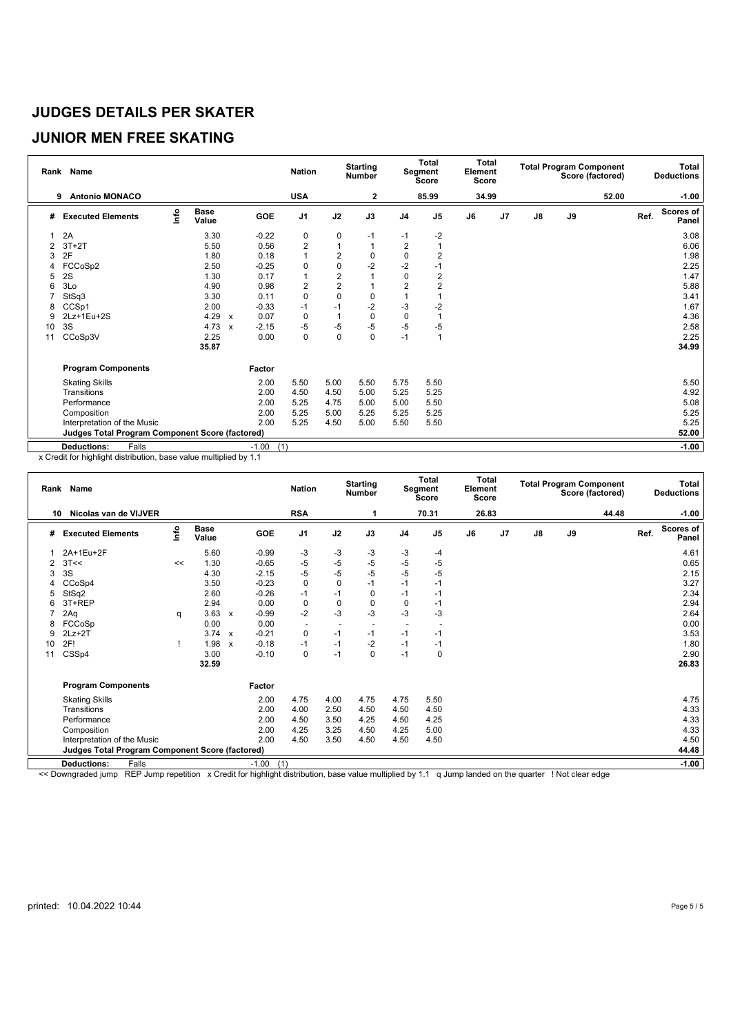# JUDGES DETAILS PER SKATER

## JUNIOR MEN FREE SKATING

| Rank | Name | Nation | Starting Number | Total Segment Score | Total Element Score | Total Program Component Score (factored) | Total Deductions |
|---|---|---|---|---|---|---|---|
| 9 | Antonio MONACO | USA | 2 | 85.99 | 34.99 | 52.00 | -1.00 |

| # | Executed Elements | Info | Base Value | | GOE | J1 | J2 | J3 | J4 | J5 | J6 | J7 | J8 | J9 | Ref. | Scores of Panel |
|---|---|---|---|---|---|---|---|---|---|---|---|---|---|---|---|---|
| 1 | 2A | | 3.30 | | -0.22 | 0 | 0 | -1 | -1 | -2 | | | | | | 3.08 |
| 2 | 3T+2T | | 5.50 | | 0.56 | 2 | 1 | 1 | 2 | 1 | | | | | | 6.06 |
| 3 | 2F | | 1.80 | | 0.18 | 1 | 2 | 0 | 0 | 2 | | | | | | 1.98 |
| 4 | FCCoSp2 | | 2.50 | | -0.25 | 0 | 0 | -2 | -2 | -1 | | | | | | 2.25 |
| 5 | 2S | | 1.30 | | 0.17 | 1 | 2 | 1 | 0 | 2 | | | | | | 1.47 |
| 6 | 3Lo | | 4.90 | | 0.98 | 2 | 2 | 1 | 2 | 2 | | | | | | 5.88 |
| 7 | StSq3 | | 3.30 | | 0.11 | 0 | 0 | 0 | 1 | 1 | | | | | | 3.41 |
| 8 | CCSp1 | | 2.00 | | -0.33 | -1 | -1 | -2 | -3 | -2 | | | | | | 1.67 |
| 9 | 2Lz+1Eu+2S | | 4.29 | x | 0.07 | 0 | 1 | 0 | 0 | 1 | | | | | | 4.36 |
| 10 | 3S | | 4.73 | x | -2.15 | -5 | -5 | -5 | -5 | -5 | | | | | | 2.58 |
| 11 | CCoSp3V | | 2.25 | | 0.00 | 0 | 0 | 0 | -1 | 1 | | | | | | 2.25 |
| | | | 35.87 | | | | | | | | | | | | | 34.99 |

| Program Components | Factor | J1 | J2 | J3 | J4 | J5 | J6 | J7 | J8 | J9 | Scores of Panel |
|---|---|---|---|---|---|---|---|---|---|---|---|
| Skating Skills | 2.00 | 5.50 | 5.00 | 5.50 | 5.75 | 5.50 | | | | | 5.50 |
| Transitions | 2.00 | 4.50 | 4.50 | 5.00 | 5.25 | 5.25 | | | | | 4.92 |
| Performance | 2.00 | 5.25 | 4.75 | 5.00 | 5.00 | 5.50 | | | | | 5.08 |
| Composition | 2.00 | 5.25 | 5.00 | 5.25 | 5.25 | 5.25 | | | | | 5.25 |
| Interpretation of the Music | 2.00 | 5.25 | 4.50 | 5.00 | 5.50 | 5.50 | | | | | 5.25 |
| **Judges Total Program Component Score (factored)** | | | | | | | | | | | **52.00** |
| **Deductions:** Falls | -1.00 (1) | | | | | | | | | | -1.00 |

x Credit for highlight distribution, base value multiplied by 1.1

| Rank | Name | Nation | Starting Number | Total Segment Score | Total Element Score | Total Program Component Score (factored) | Total Deductions |
|---|---|---|---|---|---|---|---|
| 10 | Nicolas van de VIJVER | RSA | 1 | 70.31 | 26.83 | 44.48 | -1.00 |

| # | Executed Elements | Info | Base Value | | GOE | J1 | J2 | J3 | J4 | J5 | J6 | J7 | J8 | J9 | Ref. | Scores of Panel |
|---|---|---|---|---|---|---|---|---|---|---|---|---|---|---|---|---|
| 1 | 2A+1Eu+2F | | 5.60 | | -0.99 | -3 | -3 | -3 | -3 | -4 | | | | | | 4.61 |
| 2 | 3T<< | << | 1.30 | | -0.65 | -5 | -5 | -5 | -5 | -5 | | | | | | 0.65 |
| 3 | 3S | | 4.30 | | -2.15 | -5 | -5 | -5 | -5 | -5 | | | | | | 2.15 |
| 4 | CCoSp4 | | 3.50 | | -0.23 | 0 | 0 | -1 | -1 | -1 | | | | | | 3.27 |
| 5 | StSq2 | | 2.60 | | -0.26 | -1 | -1 | 0 | -1 | -1 | | | | | | 2.34 |
| 6 | 3T+REP | | 2.94 | | 0.00 | 0 | 0 | 0 | 0 | -1 | | | | | | 2.94 |
| 7 | 2Aq | q | 3.63 | x | -0.99 | -2 | -3 | -3 | -3 | -3 | | | | | | 2.64 |
| 8 | FCCoSp | | 0.00 | | 0.00 | - | - | - | - | - | | | | | | 0.00 |
| 9 | 2Lz+2T | | 3.74 | x | -0.21 | 0 | -1 | -1 | -1 | -1 | | | | | | 3.53 |
| 10 | 2F! | ! | 1.98 | x | -0.18 | -1 | -1 | -2 | -1 | -1 | | | | | | 1.80 |
| 11 | CSSp4 | | 3.00 | | -0.10 | 0 | -1 | 0 | -1 | 0 | | | | | | 2.90 |
| | | | 32.59 | | | | | | | | | | | | | 26.83 |

| Program Components | Factor | J1 | J2 | J3 | J4 | J5 | J6 | J7 | J8 | J9 | Scores of Panel |
|---|---|---|---|---|---|---|---|---|---|---|---|
| Skating Skills | 2.00 | 4.75 | 4.00 | 4.75 | 4.75 | 5.50 | | | | | 4.75 |
| Transitions | 2.00 | 4.00 | 2.50 | 4.50 | 4.50 | 4.50 | | | | | 4.33 |
| Performance | 2.00 | 4.50 | 3.50 | 4.25 | 4.50 | 4.25 | | | | | 4.33 |
| Composition | 2.00 | 4.25 | 3.25 | 4.50 | 4.25 | 5.00 | | | | | 4.33 |
| Interpretation of the Music | 2.00 | 4.50 | 3.50 | 4.50 | 4.50 | 4.50 | | | | | 4.50 |
| **Judges Total Program Component Score (factored)** | | | | | | | | | | | **44.48** |
| **Deductions:** Falls | -1.00 (1) | | | | | | | | | | -1.00 |

<< Downgraded jump REP Jump repetition x Credit for highlight distribution, base value multiplied by 1.1 q Jump landed on the quarter ! Not clear edge

printed: 10.04.2022 10:44